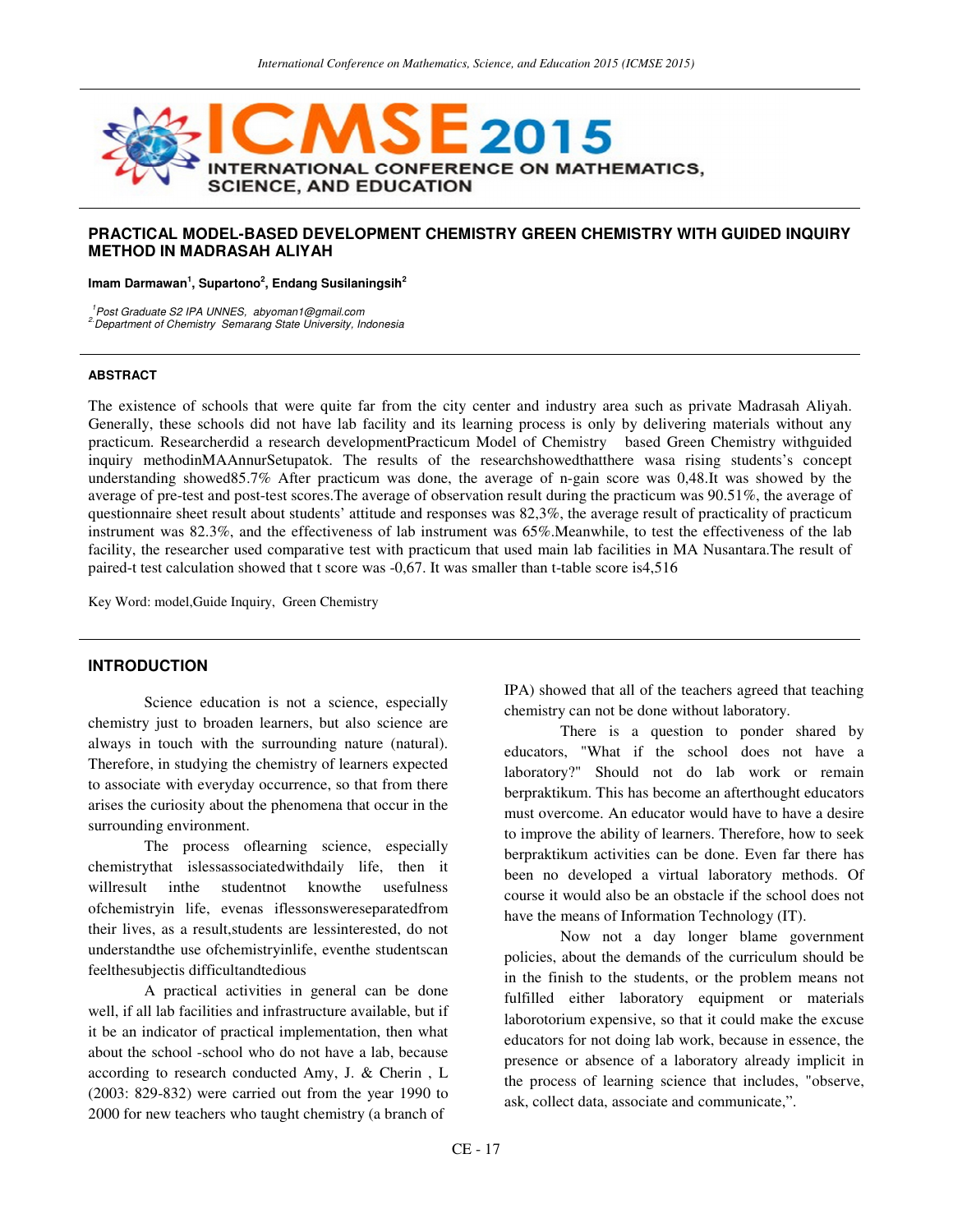# PRACTICAL MODEL-BASED DEVELOPMENT CHEMISTRY GREEN CHEMISTRY WITH GUIDED INQUIRY METHOD IN MADRASAH ALIYAH

**Imam Darmawan[1], Supartono[2], Endang Susilaningsih[2]**

*[1]Post Graduate S2 IPA UNNES, abyoman1@gmail.com*
*[2]Department of Chemistry Semarang State University, Indonesia*

## ABSTRACT

The existence of schools that were quite far from the city center and industry area such as private Madrasah Aliyah. Generally, these schools did not have lab facility and its learning process is only by delivering materials without any practicum. Researcherdid a research developmentPracticum Model of Chemistry based Green Chemistry withguided inquiry methodinMAAnnurSetupatok. The results of the researchshowedthatthere wasa rising students's concept understanding showed85.7% After practicum was done, the average of n-gain score was 0,48.It was showed by the average of pre-test and post-test scores.The average of observation result during the practicum was 90.51%, the average of questionnaire sheet result about students' attitude and responses was 82,3%, the average result of practicality of practicum instrument was 82.3%, and the effectiveness of lab instrument was 65%.Meanwhile, to test the effectiveness of the lab facility, the researcher used comparative test with practicum that used main lab facilities in MA Nusantara.The result of paired-t test calculation showed that t score was -0,67. It was smaller than t-table score is4,516

Key Word: model,Guide Inquiry, Green Chemistry

## INTRODUCTION

Science education is not a science, especially chemistry just to broaden learners, but also science are always in touch with the surrounding nature (natural). Therefore, in studying the chemistry of learners expected to associate with everyday occurrence, so that from there arises the curiosity about the phenomena that occur in the surrounding environment.

The process oflearning science, especially chemistrythat islessassociatedwithdaily life, then it willresult inthe studentnot knowthe usefulness ofchemistryin life, evenas iflessonswereseparatedfrom their lives, as a result,students are lessinterested, do not understandthe use ofchemistryinlife, eventhe studentscan feelthesubjectis difficultandtedious

A practical activities in general can be done well, if all lab facilities and infrastructure available, but if it be an indicator of practical implementation, then what about the school -school who do not have a lab, because according to research conducted Amy, J. & Cherin , L (2003: 829-832) were carried out from the year 1990 to 2000 for new teachers who taught chemistry (a branch of IPA) showed that all of the teachers agreed that teaching chemistry can not be done without laboratory.

There is a question to ponder shared by educators, "What if the school does not have a laboratory?" Should not do lab work or remain berpraktikum. This has become an afterthought educators must overcome. An educator would have to have a desire to improve the ability of learners. Therefore, how to seek berpraktikum activities can be done. Even far there has been no developed a virtual laboratory methods. Of course it would also be an obstacle if the school does not have the means of Information Technology (IT).

Now not a day longer blame government policies, about the demands of the curriculum should be in the finish to the students, or the problem means not fulfilled either laboratory equipment or materials laborotorium expensive, so that it could make the excuse educators for not doing lab work, because in essence, the presence or absence of a laboratory already implicit in the process of learning science that includes, "observe, ask, collect data, associate and communicate,".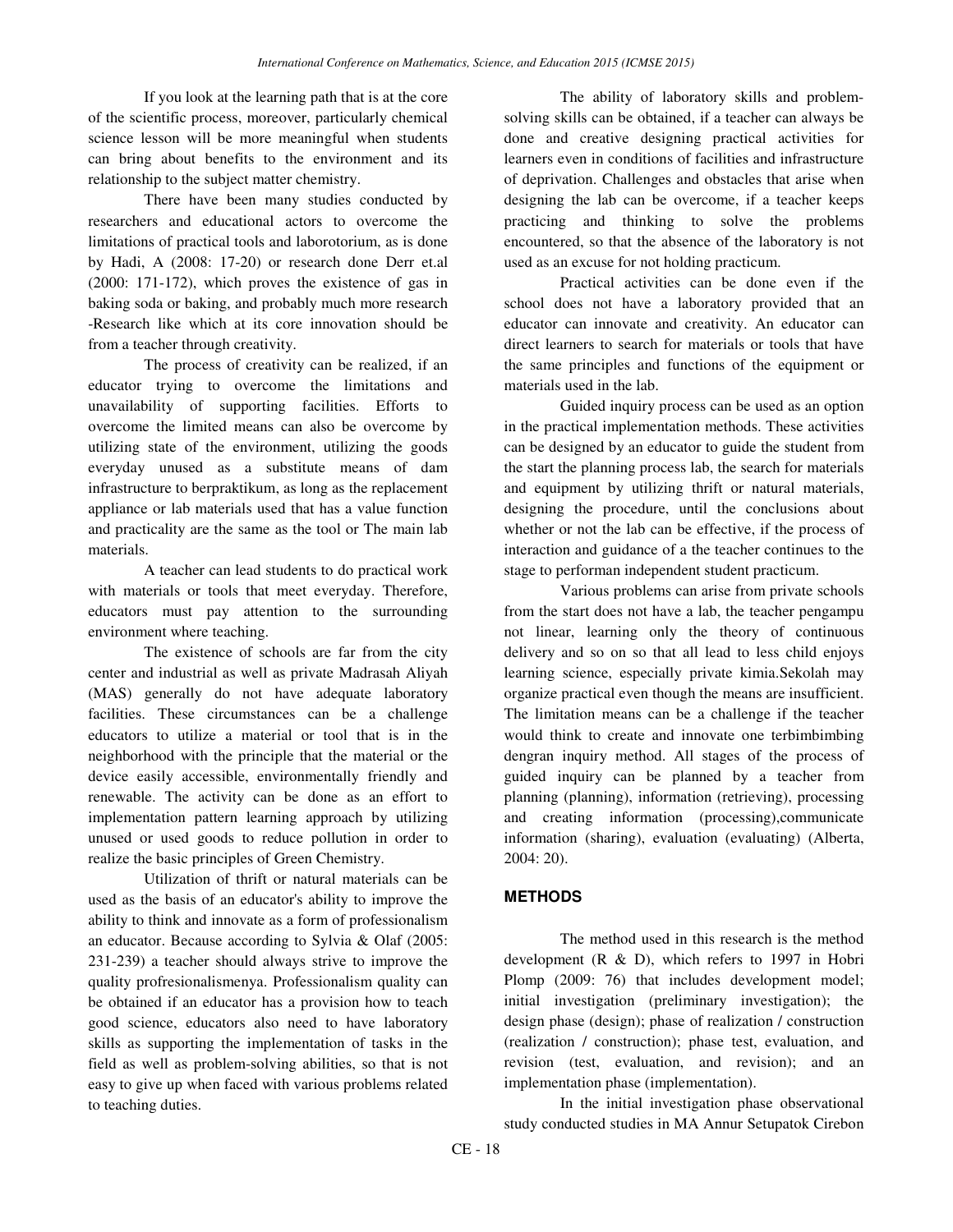If you look at the learning path that is at the core of the scientific process, moreover, particularly chemical science lesson will be more meaningful when students can bring about benefits to the environment and its relationship to the subject matter chemistry.

There have been many studies conducted by researchers and educational actors to overcome the limitations of practical tools and laborotorium, as is done by Hadi, A (2008: 17-20) or research done Derr et.al (2000: 171-172), which proves the existence of gas in baking soda or baking, and probably much more research -Research like which at its core innovation should be from a teacher through creativity.

The process of creativity can be realized, if an educator trying to overcome the limitations and unavailability of supporting facilities. Efforts to overcome the limited means can also be overcome by utilizing state of the environment, utilizing the goods everyday unused as a substitute means of dam infrastructure to berpraktikum, as long as the replacement appliance or lab materials used that has a value function and practicality are the same as the tool or The main lab materials.

A teacher can lead students to do practical work with materials or tools that meet everyday. Therefore, educators must pay attention to the surrounding environment where teaching.

The existence of schools are far from the city center and industrial as well as private Madrasah Aliyah (MAS) generally do not have adequate laboratory facilities. These circumstances can be a challenge educators to utilize a material or tool that is in the neighborhood with the principle that the material or the device easily accessible, environmentally friendly and renewable. The activity can be done as an effort to implementation pattern learning approach by utilizing unused or used goods to reduce pollution in order to realize the basic principles of Green Chemistry.

Utilization of thrift or natural materials can be used as the basis of an educator's ability to improve the ability to think and innovate as a form of professionalism an educator. Because according to Sylvia & Olaf (2005: 231-239) a teacher should always strive to improve the quality profresionalismenya. Professionalism quality can be obtained if an educator has a provision how to teach good science, educators also need to have laboratory skills as supporting the implementation of tasks in the field as well as problem-solving abilities, so that is not easy to give up when faced with various problems related to teaching duties.

The ability of laboratory skills and problem-solving skills can be obtained, if a teacher can always be done and creative designing practical activities for learners even in conditions of facilities and infrastructure of deprivation. Challenges and obstacles that arise when designing the lab can be overcome, if a teacher keeps practicing and thinking to solve the problems encountered, so that the absence of the laboratory is not used as an excuse for not holding practicum.

Practical activities can be done even if the school does not have a laboratory provided that an educator can innovate and creativity. An educator can direct learners to search for materials or tools that have the same principles and functions of the equipment or materials used in the lab.

Guided inquiry process can be used as an option in the practical implementation methods. These activities can be designed by an educator to guide the student from the start the planning process lab, the search for materials and equipment by utilizing thrift or natural materials, designing the procedure, until the conclusions about whether or not the lab can be effective, if the process of interaction and guidance of a the teacher continues to the stage to performan independent student practicum.

Various problems can arise from private schools from the start does not have a lab, the teacher pengampu not linear, learning only the theory of continuous delivery and so on so that all lead to less child enjoys learning science, especially private kimia.Sekolah may organize practical even though the means are insufficient. The limitation means can be a challenge if the teacher would think to create and innovate one terbimbimbing dengran inquiry method. All stages of the process of guided inquiry can be planned by a teacher from planning (planning), information (retrieving), processing and creating information (processing),communicate information (sharing), evaluation (evaluating) (Alberta, 2004: 20).

## METHODS

The method used in this research is the method development (R & D), which refers to 1997 in Hobri Plomp (2009: 76) that includes development model; initial investigation (preliminary investigation); the design phase (design); phase of realization / construction (realization / construction); phase test, evaluation, and revision (test, evaluation, and revision); and an implementation phase (implementation).

In the initial investigation phase observational study conducted studies in MA Annur Setupatok Cirebon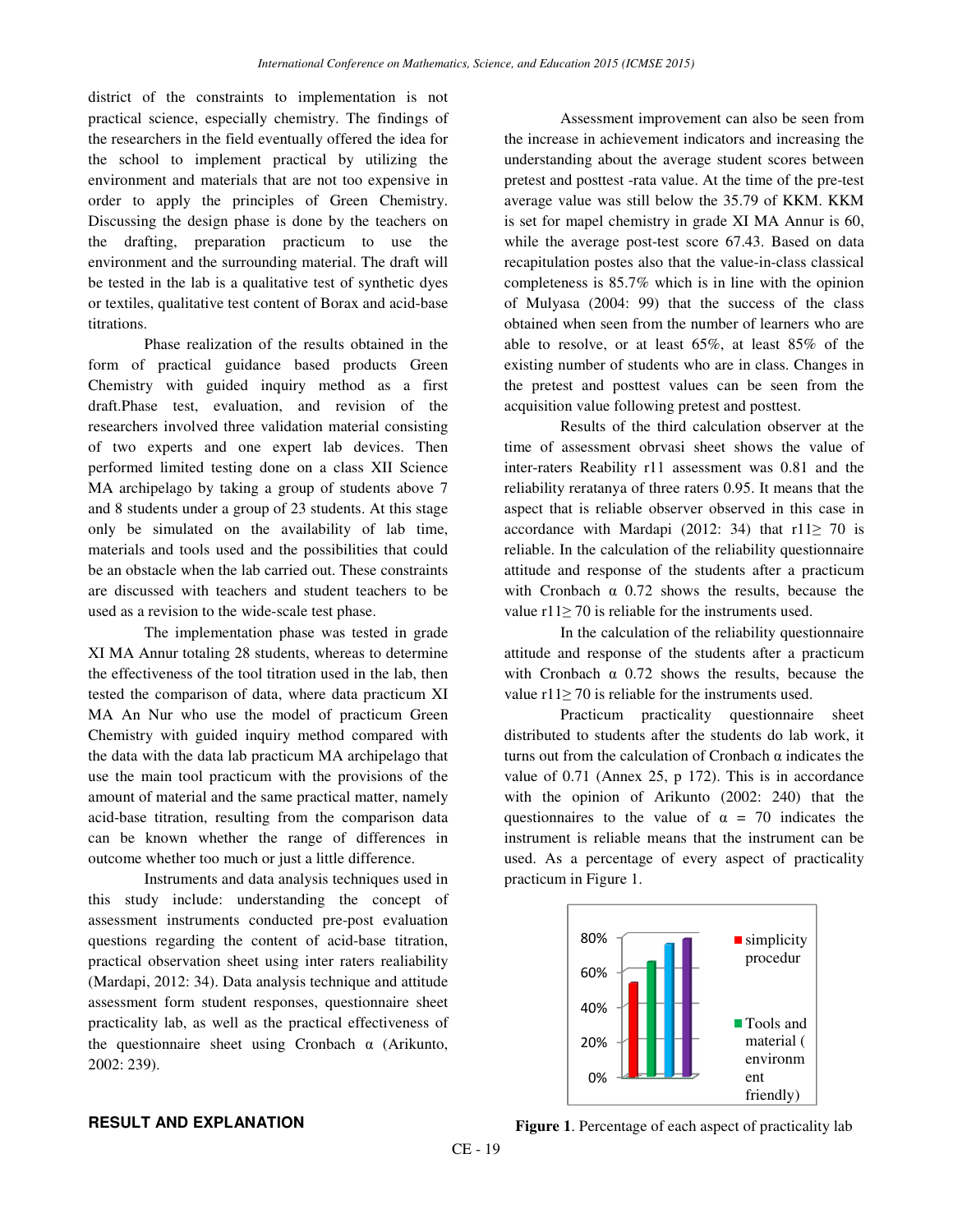district of the constraints to implementation is not practical science, especially chemistry. The findings of the researchers in the field eventually offered the idea for the school to implement practical by utilizing the environment and materials that are not too expensive in order to apply the principles of Green Chemistry. Discussing the design phase is done by the teachers on the drafting, preparation practicum to use the environment and the surrounding material. The draft will be tested in the lab is a qualitative test of synthetic dyes or textiles, qualitative test content of Borax and acid-base titrations.

Phase realization of the results obtained in the form of practical guidance based products Green Chemistry with guided inquiry method as a first draft.Phase test, evaluation, and revision of the researchers involved three validation material consisting of two experts and one expert lab devices. Then performed limited testing done on a class XII Science MA archipelago by taking a group of students above 7 and 8 students under a group of 23 students. At this stage only be simulated on the availability of lab time, materials and tools used and the possibilities that could be an obstacle when the lab carried out. These constraints are discussed with teachers and student teachers to be used as a revision to the wide-scale test phase.

The implementation phase was tested in grade XI MA Annur totaling 28 students, whereas to determine the effectiveness of the tool titration used in the lab, then tested the comparison of data, where data practicum XI MA An Nur who use the model of practicum Green Chemistry with guided inquiry method compared with the data with the data lab practicum MA archipelago that use the main tool practicum with the provisions of the amount of material and the same practical matter, namely acid-base titration, resulting from the comparison data can be known whether the range of differences in outcome whether too much or just a little difference.

Instruments and data analysis techniques used in this study include: understanding the concept of assessment instruments conducted pre-post evaluation questions regarding the content of acid-base titration, practical observation sheet using inter raters realiability (Mardapi, 2012: 34). Data analysis technique and attitude assessment form student responses, questionnaire sheet practicality lab, as well as the practical effectiveness of the questionnaire sheet using Cronbach α (Arikunto, 2002: 239).

## RESULT AND EXPLANATION

Assessment improvement can also be seen from the increase in achievement indicators and increasing the understanding about the average student scores between pretest and posttest -rata value. At the time of the pre-test average value was still below the 35.79 of KKM. KKM is set for mapel chemistry in grade XI MA Annur is 60, while the average post-test score 67.43. Based on data recapitulation postes also that the value-in-class classical completeness is 85.7% which is in line with the opinion of Mulyasa (2004: 99) that the success of the class obtained when seen from the number of learners who are able to resolve, or at least 65%, at least 85% of the existing number of students who are in class. Changes in the pretest and posttest values can be seen from the acquisition value following pretest and posttest.

Results of the third calculation observer at the time of assessment obrvasi sheet shows the value of inter-raters Reability r11 assessment was 0.81 and the reliability reratanya of three raters 0.95. It means that the aspect that is reliable observer observed in this case in accordance with Mardapi (2012: 34) that $r11 \geq 70$ is reliable. In the calculation of the reliability questionnaire attitude and response of the students after a practicum with Cronbach α 0.72 shows the results, because the value $r11 \geq 70$ is reliable for the instruments used.

In the calculation of the reliability questionnaire attitude and response of the students after a practicum with Cronbach α 0.72 shows the results, because the value $r11 \geq 70$ is reliable for the instruments used.

Practicum practicality questionnaire sheet distributed to students after the students do lab work, it turns out from the calculation of Cronbach α indicates the value of 0.71 (Annex 25, p 172). This is in accordance with the opinion of Arikunto (2002: 240) that the questionnaires to the value of $\alpha = 70$ indicates the instrument is reliable means that the instrument can be used. As a percentage of every aspect of practicality practicum in Figure 1.

**Figure 1**. Percentage of each aspect of practicality lab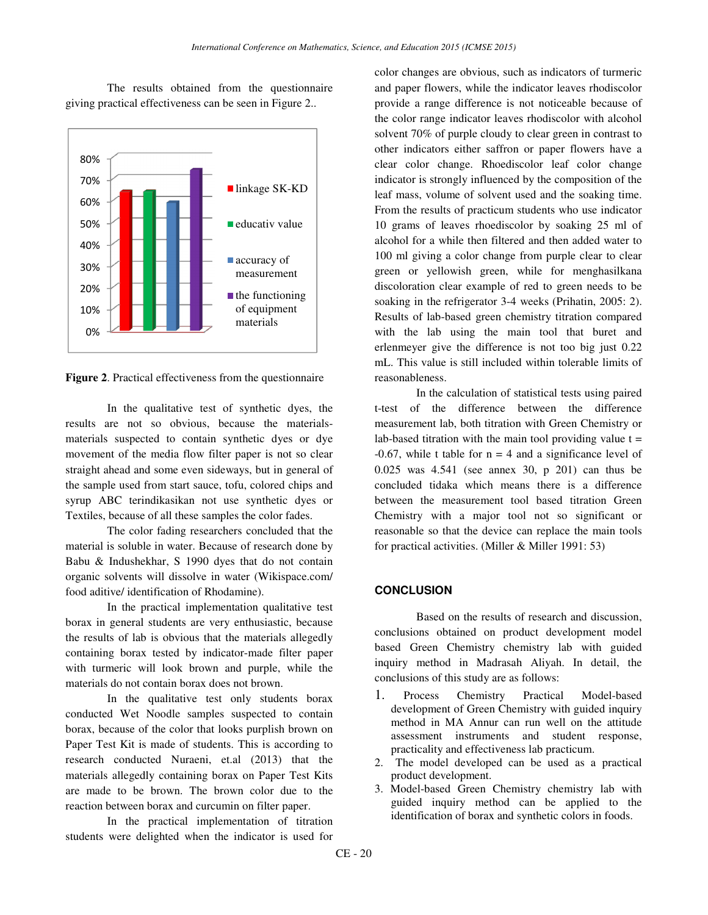The results obtained from the questionnaire giving practical effectiveness can be seen in Figure 2..

**Figure 2**. Practical effectiveness from the questionnaire

In the qualitative test of synthetic dyes, the results are not so obvious, because the materials-materials suspected to contain synthetic dyes or dye movement of the media flow filter paper is not so clear straight ahead and some even sideways, but in general of the sample used from start sauce, tofu, colored chips and syrup ABC terindikasikan not use synthetic dyes or Textiles, because of all these samples the color fades.

The color fading researchers concluded that the material is soluble in water. Because of research done by Babu & Indushekhar, S 1990 dyes that do not contain organic solvents will dissolve in water (Wikispace.com/ food aditive/ identification of Rhodamine).

In the practical implementation qualitative test borax in general students are very enthusiastic, because the results of lab is obvious that the materials allegedly containing borax tested by indicator-made filter paper with turmeric will look brown and purple, while the materials do not contain borax does not brown.

In the qualitative test only students borax conducted Wet Noodle samples suspected to contain borax, because of the color that looks purplish brown on Paper Test Kit is made of students. This is according to research conducted Nuraeni, et.al (2013) that the materials allegedly containing borax on Paper Test Kits are made to be brown. The brown color due to the reaction between borax and curcumin on filter paper.

In the practical implementation of titration students were delighted when the indicator is used for color changes are obvious, such as indicators of turmeric and paper flowers, while the indicator leaves rhodiscolor provide a range difference is not noticeable because of the color range indicator leaves rhodiscolor with alcohol solvent 70% of purple cloudy to clear green in contrast to other indicators either saffron or paper flowers have a clear color change. Rhoediscolor leaf color change indicator is strongly influenced by the composition of the leaf mass, volume of solvent used and the soaking time. From the results of practicum students who use indicator 10 grams of leaves rhoediscolor by soaking 25 ml of alcohol for a while then filtered and then added water to 100 ml giving a color change from purple clear to clear green or yellowish green, while for menghasilkana discoloration clear example of red to green needs to be soaking in the refrigerator 3-4 weeks (Prihatin, 2005: 2). Results of lab-based green chemistry titration compared with the lab using the main tool that buret and erlenmeyer give the difference is not too big just 0.22 mL. This value is still included within tolerable limits of reasonableness.

In the calculation of statistical tests using paired t-test of the difference between the difference measurement lab, both titration with Green Chemistry or lab-based titration with the main tool providing value $t = -0.67$, while t table for $n = 4$ and a significance level of 0.025 was 4.541 (see annex 30, p 201) can thus be concluded tidaka which means there is a difference between the measurement tool based titration Green Chemistry with a major tool not so significant or reasonable so that the device can replace the main tools for practical activities. (Miller & Miller 1991: 53)

## CONCLUSION

Based on the results of research and discussion, conclusions obtained on product development model based Green Chemistry chemistry lab with guided inquiry method in Madrasah Aliyah. In detail, the conclusions of this study are as follows:

1. Process Chemistry Practical Model-based development of Green Chemistry with guided inquiry method in MA Annur can run well on the attitude assessment instruments and student response, practicality and effectiveness lab practicum.
2. The model developed can be used as a practical product development.
3. Model-based Green Chemistry chemistry lab with guided inquiry method can be applied to the identification of borax and synthetic colors in foods.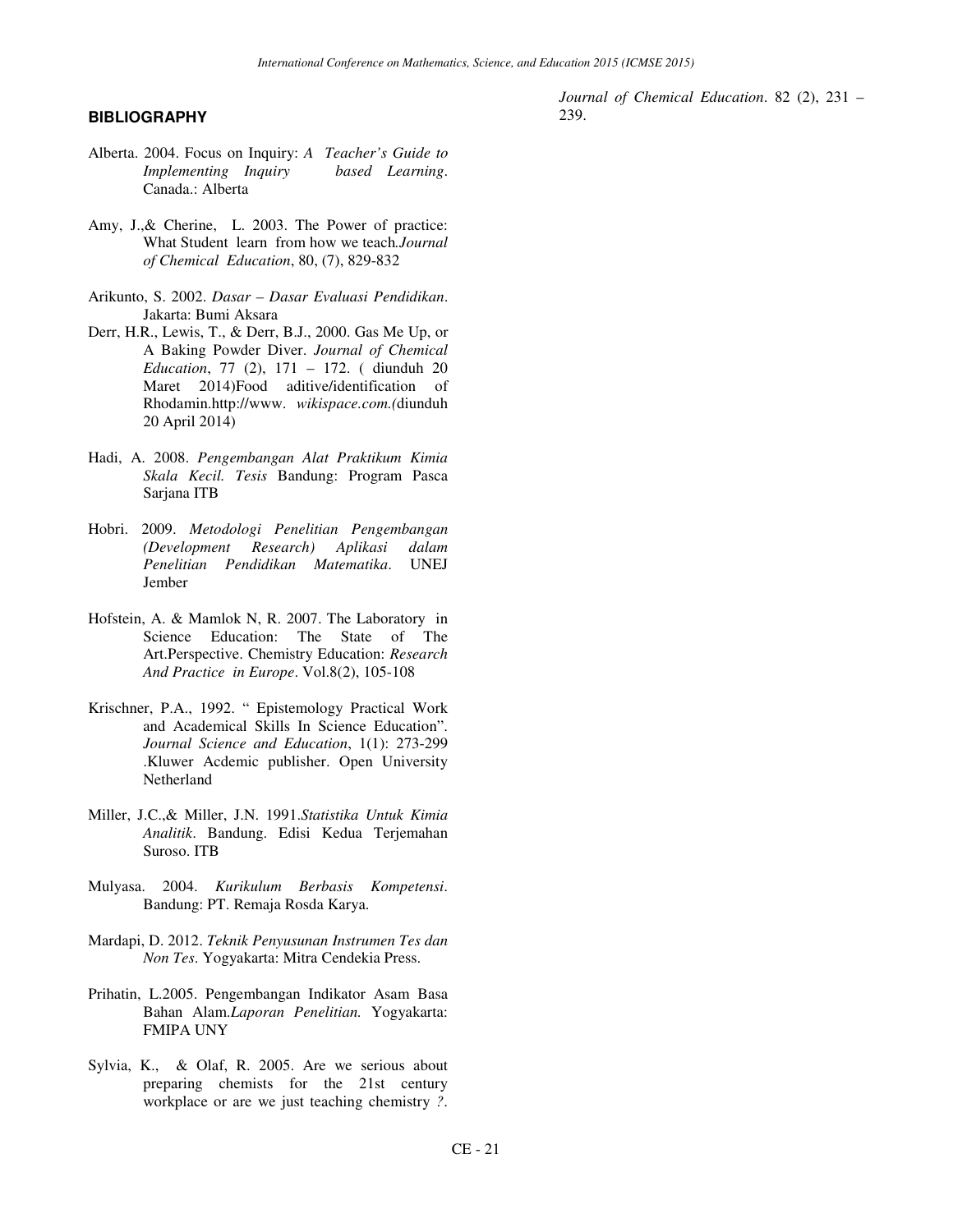## BIBLIOGRAPHY

Alberta. 2004. Focus on Inquiry: *A Teacher's Guide to Implementing Inquiry based Learning*. Canada.: Alberta

Amy, J.,& Cherine, L. 2003. The Power of practice: What Student learn from how we teach.*Journal of Chemical Education*, 80, (7), 829-832

Arikunto, S. 2002. *Dasar – Dasar Evaluasi Pendidikan*. Jakarta: Bumi Aksara

Derr, H.R., Lewis, T., & Derr, B.J., 2000. Gas Me Up, or A Baking Powder Diver. *Journal of Chemical Education*, 77 (2), 171 – 172. ( diunduh 20 Maret 2014)Food aditive/identification of Rhodamin.http://www. *wikispace.com.(*diunduh 20 April 2014)

Hadi, A. 2008. *Pengembangan Alat Praktikum Kimia Skala Kecil. Tesis* Bandung: Program Pasca Sarjana ITB

Hobri. 2009. *Metodologi Penelitian Pengembangan (Development Research) Aplikasi dalam Penelitian Pendidikan Matematika*. UNEJ Jember

Hofstein, A. & Mamlok N, R. 2007. The Laboratory in Science Education: The State of The Art.Perspective. Chemistry Education: *Research And Practice in Europe*. Vol.8(2), 105-108

Krischner, P.A., 1992. " Epistemology Practical Work and Academical Skills In Science Education". *Journal Science and Education*, 1(1): 273-299 .Kluwer Acdemic publisher. Open University Netherland

Miller, J.C.,& Miller, J.N. 1991.*Statistika Untuk Kimia Analitik*. Bandung. Edisi Kedua Terjemahan Suroso. ITB

Mulyasa. 2004. *Kurikulum Berbasis Kompetensi*. Bandung: PT. Remaja Rosda Karya.

Mardapi, D. 2012. *Teknik Penyusunan Instrumen Tes dan Non Tes*. Yogyakarta: Mitra Cendekia Press.

Prihatin, L.2005. Pengembangan Indikator Asam Basa Bahan Alam.*Laporan Penelitian.* Yogyakarta: FMIPA UNY

Sylvia, K., & Olaf, R. 2005. Are we serious about preparing chemists for the 21st century workplace or are we just teaching chemistry *?*. *Journal of Chemical Education*. 82 (2), 231 – 239.